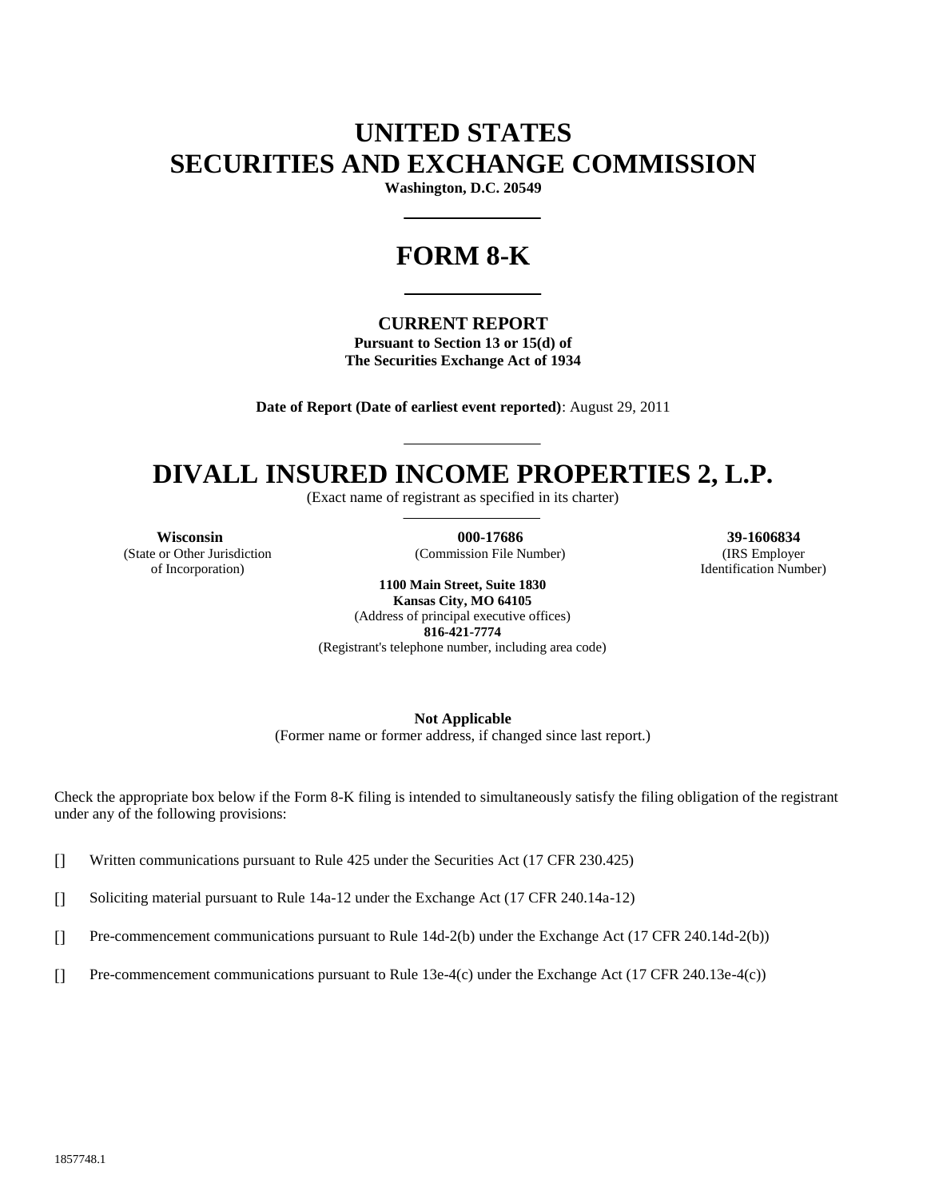# UNITED STATES
# SECURITIES AND EXCHANGE COMMISSION

**Washington, D.C. 20549**

# FORM 8-K

**CURRENT REPORT**

**Pursuant to Section 13 or 15(d) of**
**The Securities Exchange Act of 1934**

**Date of Report (Date of earliest event reported)**: August 29, 2011

# DIVALL INSURED INCOME PROPERTIES 2, L.P.

(Exact name of registrant as specified in its charter)

| **Wisconsin** | **000-17686** | **39-1606834** |
|---|---|---|
| (State or Other Jurisdiction of Incorporation) | (Commission File Number) | (IRS Employer Identification Number) |

**1100 Main Street, Suite 1830**
**Kansas City, MO 64105**
(Address of principal executive offices)
**816-421-7774**
(Registrant's telephone number, including area code)

**Not Applicable**
(Former name or former address, if changed since last report.)

Check the appropriate box below if the Form 8-K filing is intended to simultaneously satisfy the filing obligation of the registrant under any of the following provisions:

[] Written communications pursuant to Rule 425 under the Securities Act (17 CFR 230.425)

[] Soliciting material pursuant to Rule 14a-12 under the Exchange Act (17 CFR 240.14a-12)

[] Pre-commencement communications pursuant to Rule 14d-2(b) under the Exchange Act (17 CFR 240.14d-2(b))

[] Pre-commencement communications pursuant to Rule 13e-4(c) under the Exchange Act (17 CFR 240.13e-4(c))

1857748.1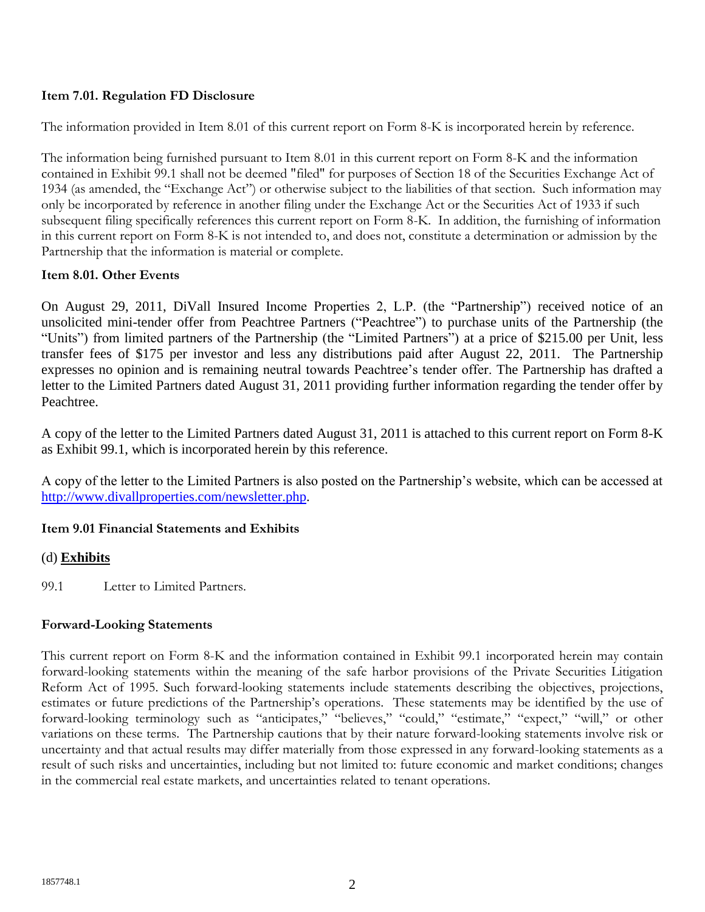**Item 7.01. Regulation FD Disclosure**

The information provided in Item 8.01 of this current report on Form 8-K is incorporated herein by reference.

The information being furnished pursuant to Item 8.01 in this current report on Form 8-K and the information contained in Exhibit 99.1 shall not be deemed "filed" for purposes of Section 18 of the Securities Exchange Act of 1934 (as amended, the "Exchange Act") or otherwise subject to the liabilities of that section. Such information may only be incorporated by reference in another filing under the Exchange Act or the Securities Act of 1933 if such subsequent filing specifically references this current report on Form 8-K. In addition, the furnishing of information in this current report on Form 8-K is not intended to, and does not, constitute a determination or admission by the Partnership that the information is material or complete.

**Item 8.01. Other Events**

On August 29, 2011, DiVall Insured Income Properties 2, L.P. (the "Partnership") received notice of an unsolicited mini-tender offer from Peachtree Partners ("Peachtree") to purchase units of the Partnership (the "Units") from limited partners of the Partnership (the "Limited Partners") at a price of $215.00 per Unit, less transfer fees of $175 per investor and less any distributions paid after August 22, 2011. The Partnership expresses no opinion and is remaining neutral towards Peachtree's tender offer. The Partnership has drafted a letter to the Limited Partners dated August 31, 2011 providing further information regarding the tender offer by Peachtree.

A copy of the letter to the Limited Partners dated August 31, 2011 is attached to this current report on Form 8-K as Exhibit 99.1, which is incorporated herein by this reference.

A copy of the letter to the Limited Partners is also posted on the Partnership's website, which can be accessed at http://www.divallproperties.com/newsletter.php.

**Item 9.01 Financial Statements and Exhibits**

(d) **Exhibits**

99.1 Letter to Limited Partners.

**Forward-Looking Statements**

This current report on Form 8-K and the information contained in Exhibit 99.1 incorporated herein may contain forward-looking statements within the meaning of the safe harbor provisions of the Private Securities Litigation Reform Act of 1995. Such forward-looking statements include statements describing the objectives, projections, estimates or future predictions of the Partnership's operations. These statements may be identified by the use of forward-looking terminology such as "anticipates," "believes," "could," "estimate," "expect," "will," or other variations on these terms. The Partnership cautions that by their nature forward-looking statements involve risk or uncertainty and that actual results may differ materially from those expressed in any forward-looking statements as a result of such risks and uncertainties, including but not limited to: future economic and market conditions; changes in the commercial real estate markets, and uncertainties related to tenant operations.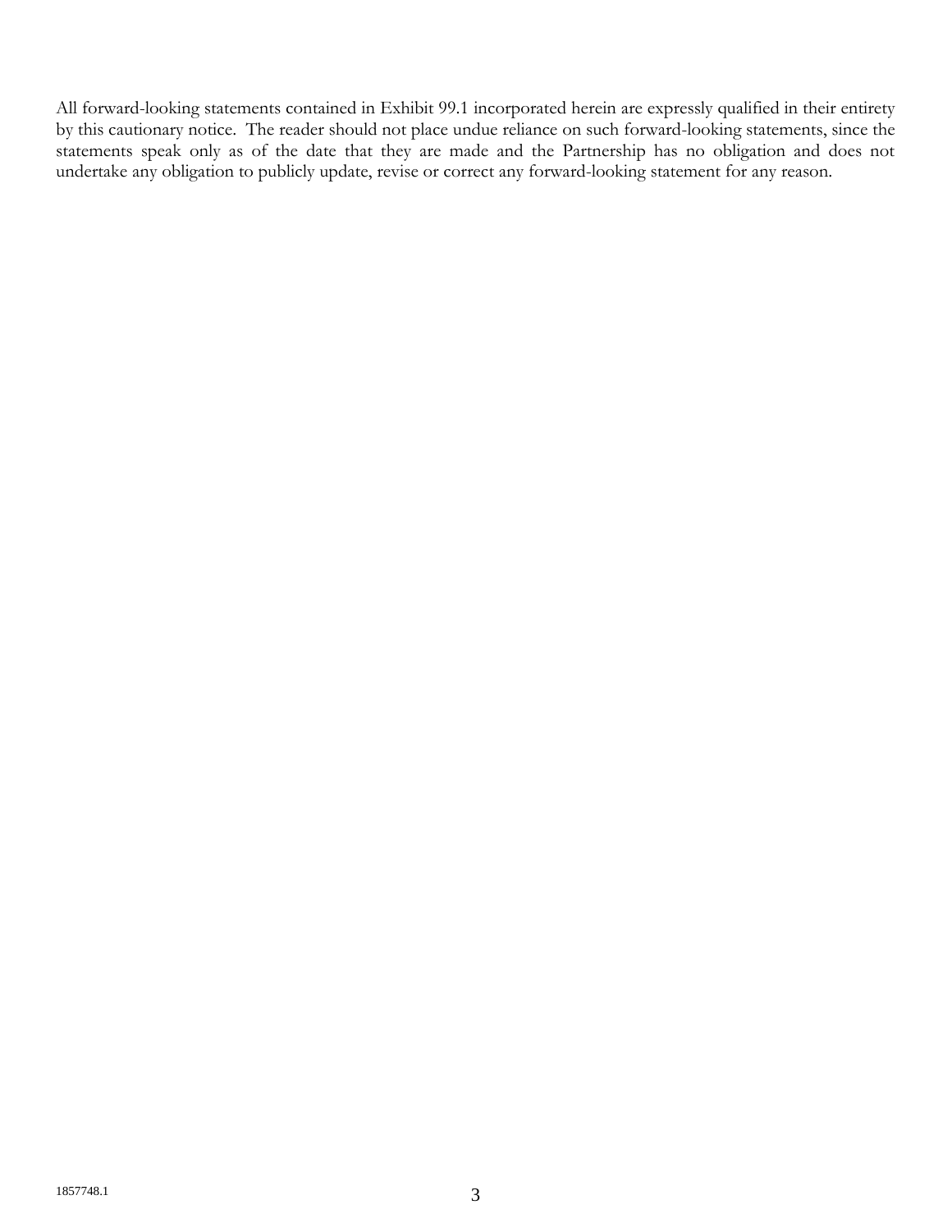All forward-looking statements contained in Exhibit 99.1 incorporated herein are expressly qualified in their entirety by this cautionary notice. The reader should not place undue reliance on such forward-looking statements, since the statements speak only as of the date that they are made and the Partnership has no obligation and does not undertake any obligation to publicly update, revise or correct any forward-looking statement for any reason.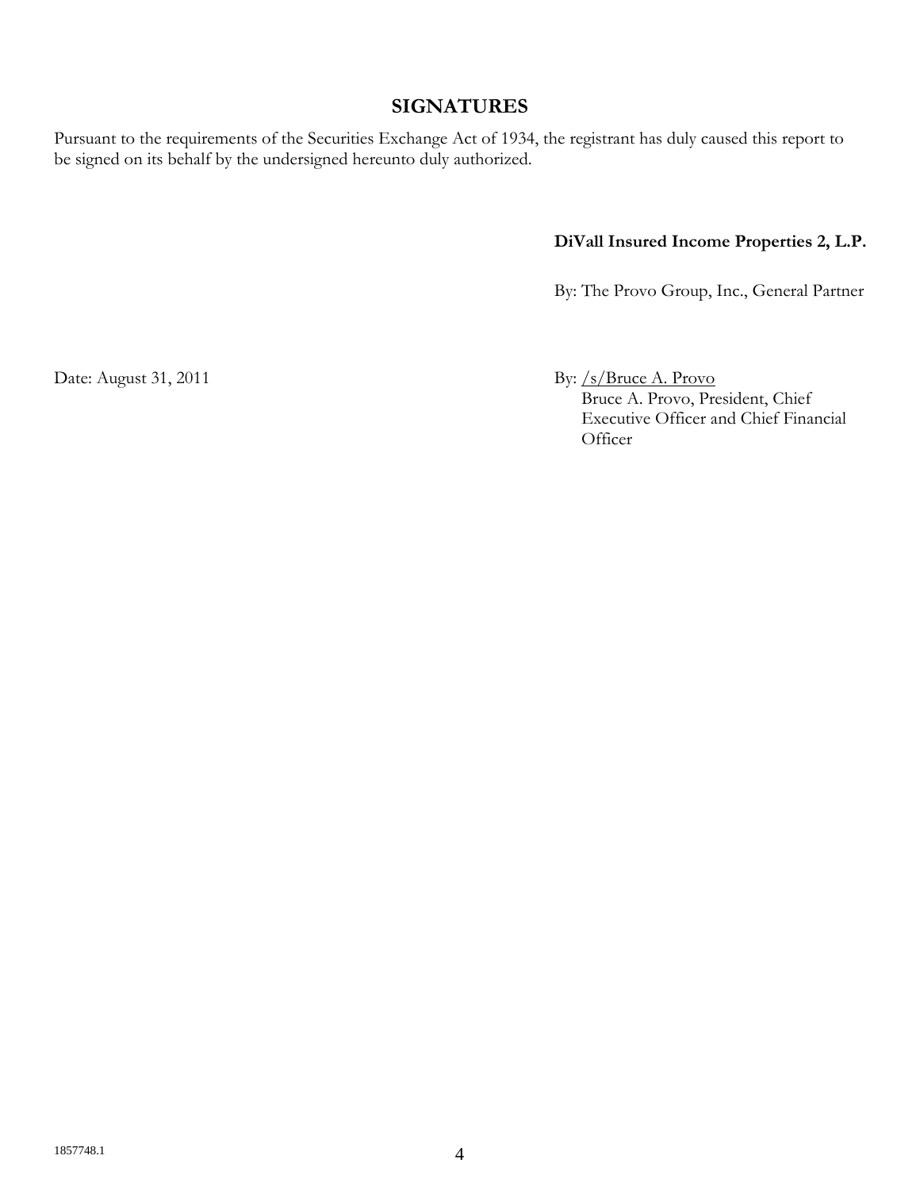## SIGNATURES

Pursuant to the requirements of the Securities Exchange Act of 1934, the registrant has duly caused this report to be signed on its behalf by the undersigned hereunto duly authorized.

**DiVall Insured Income Properties 2, L.P.**

By: The Provo Group, Inc., General Partner

Date: August 31, 2011

By: /s/Bruce A. Provo
Bruce A. Provo, President, Chief Executive Officer and Chief Financial Officer

1857748.1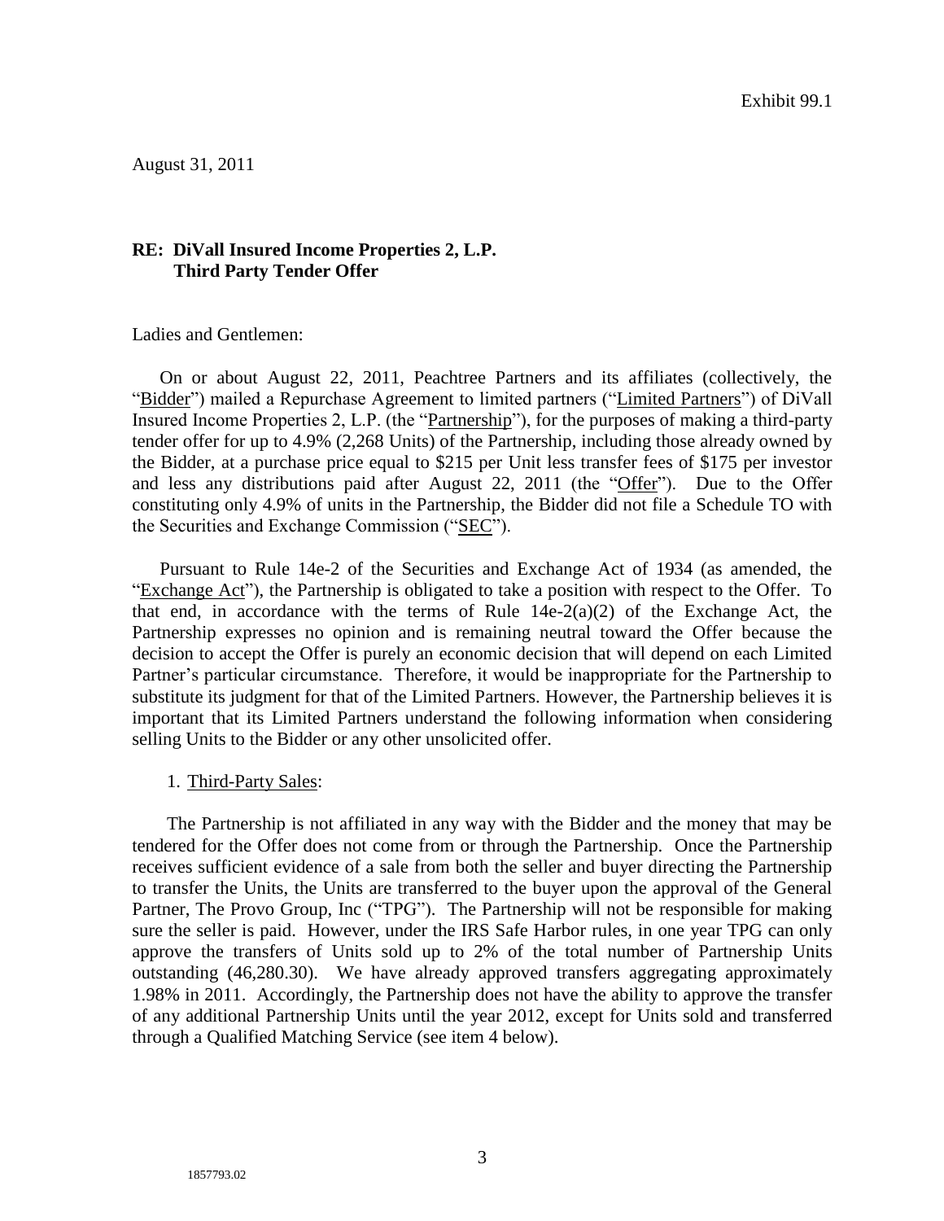Exhibit 99.1

August 31, 2011

**RE: DiVall Insured Income Properties 2, L.P.**
**Third Party Tender Offer**

Ladies and Gentlemen:

On or about August 22, 2011, Peachtree Partners and its affiliates (collectively, the "Bidder") mailed a Repurchase Agreement to limited partners ("Limited Partners") of DiVall Insured Income Properties 2, L.P. (the "Partnership"), for the purposes of making a third-party tender offer for up to 4.9% (2,268 Units) of the Partnership, including those already owned by the Bidder, at a purchase price equal to $215 per Unit less transfer fees of $175 per investor and less any distributions paid after August 22, 2011 (the "Offer"). Due to the Offer constituting only 4.9% of units in the Partnership, the Bidder did not file a Schedule TO with the Securities and Exchange Commission ("SEC").

Pursuant to Rule 14e-2 of the Securities and Exchange Act of 1934 (as amended, the "Exchange Act"), the Partnership is obligated to take a position with respect to the Offer. To that end, in accordance with the terms of Rule 14e-2(a)(2) of the Exchange Act, the Partnership expresses no opinion and is remaining neutral toward the Offer because the decision to accept the Offer is purely an economic decision that will depend on each Limited Partner's particular circumstance. Therefore, it would be inappropriate for the Partnership to substitute its judgment for that of the Limited Partners. However, the Partnership believes it is important that its Limited Partners understand the following information when considering selling Units to the Bidder or any other unsolicited offer.

1. Third-Party Sales:

The Partnership is not affiliated in any way with the Bidder and the money that may be tendered for the Offer does not come from or through the Partnership. Once the Partnership receives sufficient evidence of a sale from both the seller and buyer directing the Partnership to transfer the Units, the Units are transferred to the buyer upon the approval of the General Partner, The Provo Group, Inc ("TPG"). The Partnership will not be responsible for making sure the seller is paid. However, under the IRS Safe Harbor rules, in one year TPG can only approve the transfers of Units sold up to 2% of the total number of Partnership Units outstanding (46,280.30). We have already approved transfers aggregating approximately 1.98% in 2011. Accordingly, the Partnership does not have the ability to approve the transfer of any additional Partnership Units until the year 2012, except for Units sold and transferred through a Qualified Matching Service (see item 4 below).

1857793.02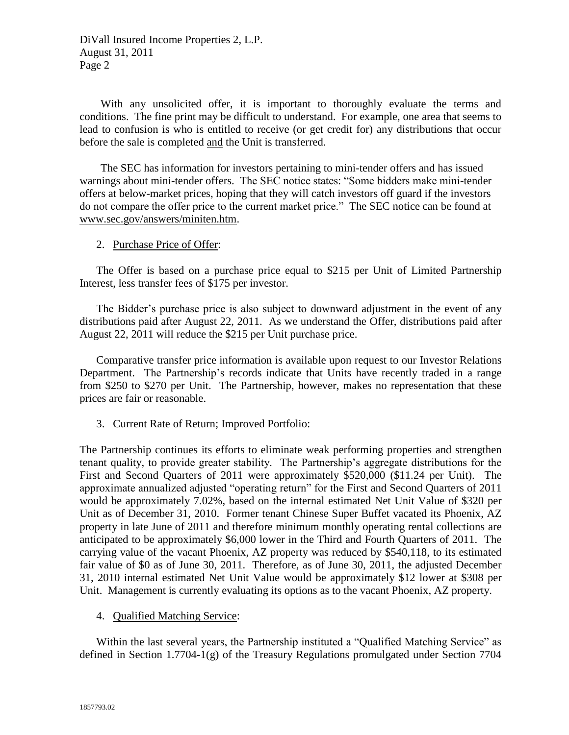With any unsolicited offer, it is important to thoroughly evaluate the terms and conditions. The fine print may be difficult to understand. For example, one area that seems to lead to confusion is who is entitled to receive (or get credit for) any distributions that occur before the sale is completed <u>and</u> the Unit is transferred.

The SEC has information for investors pertaining to mini-tender offers and has issued warnings about mini-tender offers. The SEC notice states: "Some bidders make mini-tender offers at below-market prices, hoping that they will catch investors off guard if the investors do not compare the offer price to the current market price." The SEC notice can be found at www.sec.gov/answers/miniten.htm.

2. <u>Purchase Price of Offer</u>:

The Offer is based on a purchase price equal to $215 per Unit of Limited Partnership Interest, less transfer fees of $175 per investor.

The Bidder's purchase price is also subject to downward adjustment in the event of any distributions paid after August 22, 2011. As we understand the Offer, distributions paid after August 22, 2011 will reduce the $215 per Unit purchase price.

Comparative transfer price information is available upon request to our Investor Relations Department. The Partnership's records indicate that Units have recently traded in a range from $250 to $270 per Unit. The Partnership, however, makes no representation that these prices are fair or reasonable.

3. <u>Current Rate of Return; Improved Portfolio:</u>

The Partnership continues its efforts to eliminate weak performing properties and strengthen tenant quality, to provide greater stability. The Partnership's aggregate distributions for the First and Second Quarters of 2011 were approximately $520,000 ($11.24 per Unit). The approximate annualized adjusted "operating return" for the First and Second Quarters of 2011 would be approximately 7.02%, based on the internal estimated Net Unit Value of $320 per Unit as of December 31, 2010. Former tenant Chinese Super Buffet vacated its Phoenix, AZ property in late June of 2011 and therefore minimum monthly operating rental collections are anticipated to be approximately $6,000 lower in the Third and Fourth Quarters of 2011. The carrying value of the vacant Phoenix, AZ property was reduced by $540,118, to its estimated fair value of $0 as of June 30, 2011. Therefore, as of June 30, 2011, the adjusted December 31, 2010 internal estimated Net Unit Value would be approximately $12 lower at $308 per Unit. Management is currently evaluating its options as to the vacant Phoenix, AZ property.

4. <u>Qualified Matching Service</u>:

Within the last several years, the Partnership instituted a "Qualified Matching Service" as defined in Section 1.7704-1(g) of the Treasury Regulations promulgated under Section 7704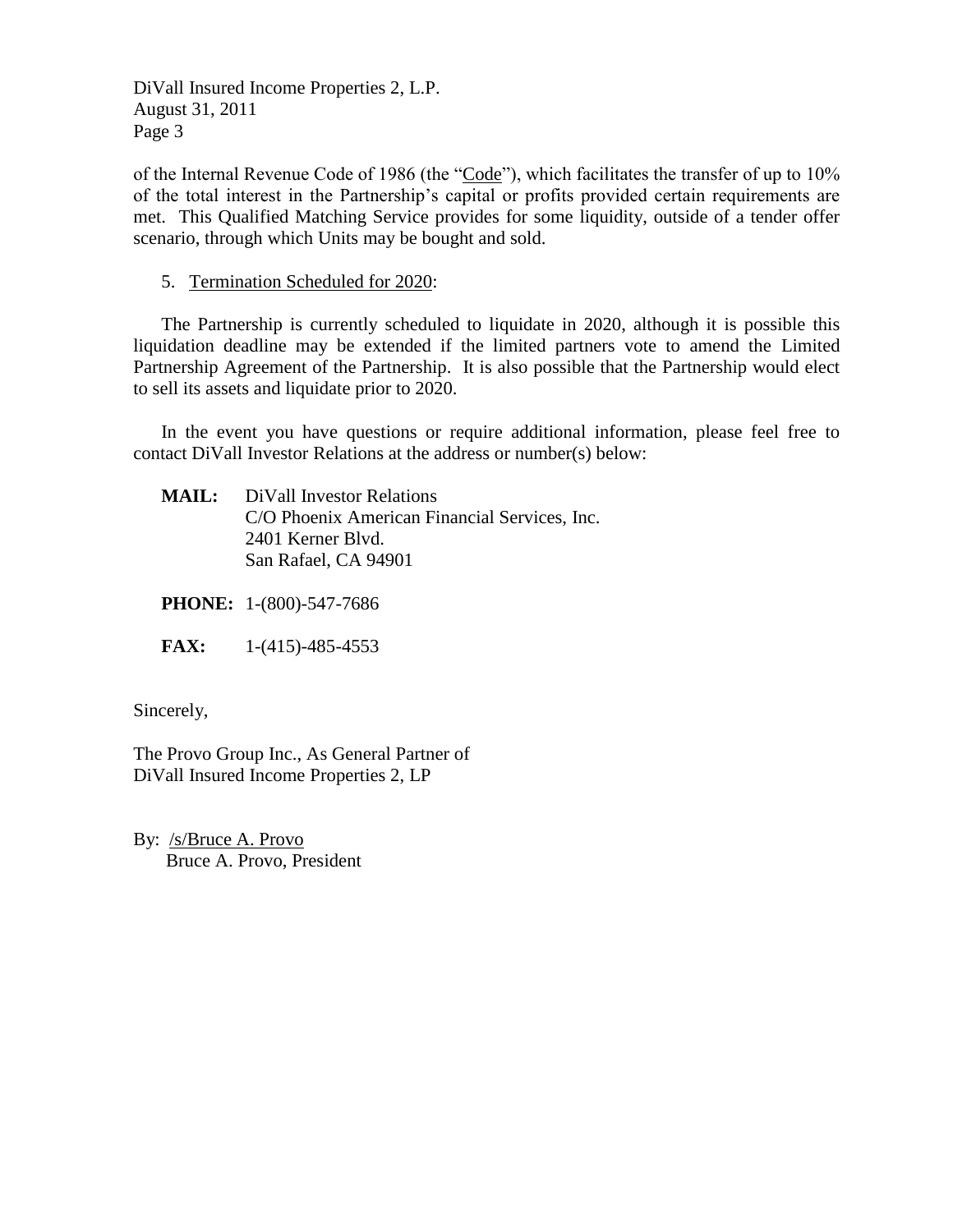of the Internal Revenue Code of 1986 (the "Code"), which facilitates the transfer of up to 10% of the total interest in the Partnership's capital or profits provided certain requirements are met. This Qualified Matching Service provides for some liquidity, outside of a tender offer scenario, through which Units may be bought and sold.

5. Termination Scheduled for 2020:

The Partnership is currently scheduled to liquidate in 2020, although it is possible this liquidation deadline may be extended if the limited partners vote to amend the Limited Partnership Agreement of the Partnership. It is also possible that the Partnership would elect to sell its assets and liquidate prior to 2020.

In the event you have questions or require additional information, please feel free to contact DiVall Investor Relations at the address or number(s) below:

**MAIL:** DiVall Investor Relations
C/O Phoenix American Financial Services, Inc.
2401 Kerner Blvd.
San Rafael, CA 94901

**PHONE:** 1-(800)-547-7686

**FAX:** 1-(415)-485-4553

Sincerely,

The Provo Group Inc., As General Partner of
DiVall Insured Income Properties 2, LP

By: /s/Bruce A. Provo
Bruce A. Provo, President